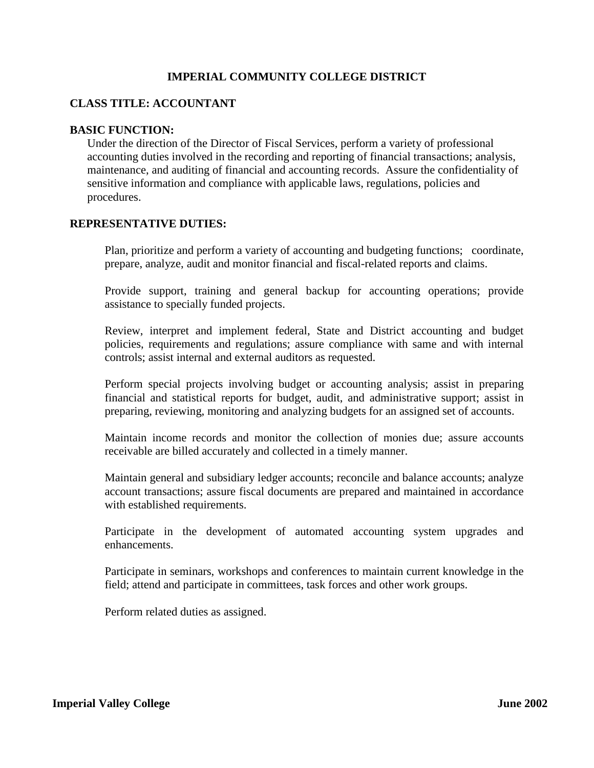# IMPERIAL COMMUNITY COLLEGE DISTRICT

## CLASS TITLE: ACCOUNTANT

## BASIC FUNCTION:

Under the direction of the Director of Fiscal Services, perform a variety of professional accounting duties involved in the recording and reporting of financial transactions; analysis, maintenance, and auditing of financial and accounting records. Assure the confidentiality of sensitive information and compliance with applicable laws, regulations, policies and procedures.

## REPRESENTATIVE DUTIES:

Plan, prioritize and perform a variety of accounting and budgeting functions; coordinate, prepare, analyze, audit and monitor financial and fiscal-related reports and claims.

Provide support, training and general backup for accounting operations; provide assistance to specially funded projects.

Review, interpret and implement federal, State and District accounting and budget policies, requirements and regulations; assure compliance with same and with internal controls; assist internal and external auditors as requested.

Perform special projects involving budget or accounting analysis; assist in preparing financial and statistical reports for budget, audit, and administrative support; assist in preparing, reviewing, monitoring and analyzing budgets for an assigned set of accounts.

Maintain income records and monitor the collection of monies due; assure accounts receivable are billed accurately and collected in a timely manner.

Maintain general and subsidiary ledger accounts; reconcile and balance accounts; analyze account transactions; assure fiscal documents are prepared and maintained in accordance with established requirements.

Participate in the development of automated accounting system upgrades and enhancements.

Participate in seminars, workshops and conferences to maintain current knowledge in the field; attend and participate in committees, task forces and other work groups.

Perform related duties as assigned.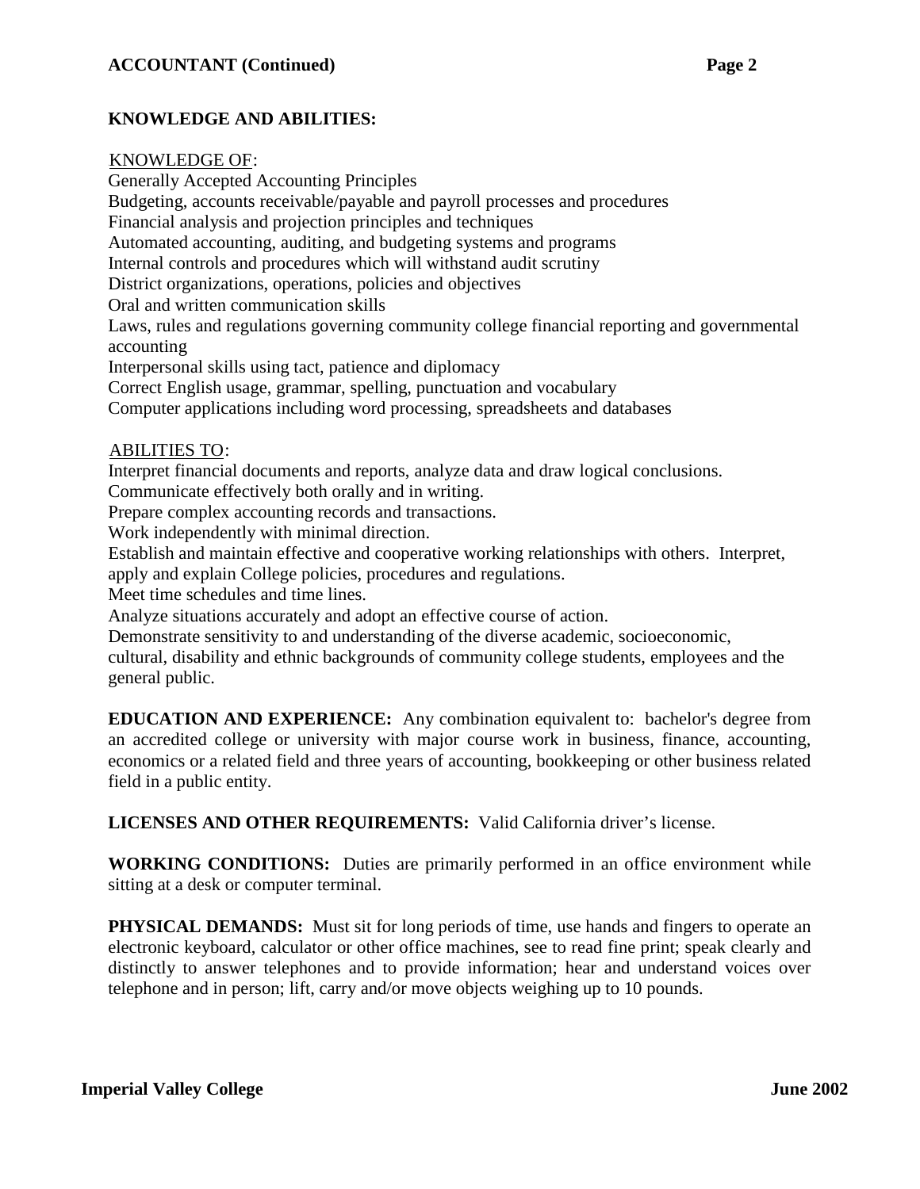## KNOWLEDGE AND ABILITIES:

KNOWLEDGE OF:

Generally Accepted Accounting Principles
Budgeting, accounts receivable/payable and payroll processes and procedures
Financial analysis and projection principles and techniques
Automated accounting, auditing, and budgeting systems and programs
Internal controls and procedures which will withstand audit scrutiny
District organizations, operations, policies and objectives
Oral and written communication skills
Laws, rules and regulations governing community college financial reporting and governmental accounting
Interpersonal skills using tact, patience and diplomacy
Correct English usage, grammar, spelling, punctuation and vocabulary
Computer applications including word processing, spreadsheets and databases

ABILITIES TO:

Interpret financial documents and reports, analyze data and draw logical conclusions.
Communicate effectively both orally and in writing.
Prepare complex accounting records and transactions.
Work independently with minimal direction.
Establish and maintain effective and cooperative working relationships with others. Interpret, apply and explain College policies, procedures and regulations.
Meet time schedules and time lines.
Analyze situations accurately and adopt an effective course of action.
Demonstrate sensitivity to and understanding of the diverse academic, socioeconomic, cultural, disability and ethnic backgrounds of community college students, employees and the general public.

**EDUCATION AND EXPERIENCE:** Any combination equivalent to: bachelor's degree from an accredited college or university with major course work in business, finance, accounting, economics or a related field and three years of accounting, bookkeeping or other business related field in a public entity.

**LICENSES AND OTHER REQUIREMENTS:** Valid California driver's license.

**WORKING CONDITIONS:** Duties are primarily performed in an office environment while sitting at a desk or computer terminal.

**PHYSICAL DEMANDS:** Must sit for long periods of time, use hands and fingers to operate an electronic keyboard, calculator or other office machines, see to read fine print; speak clearly and distinctly to answer telephones and to provide information; hear and understand voices over telephone and in person; lift, carry and/or move objects weighing up to 10 pounds.